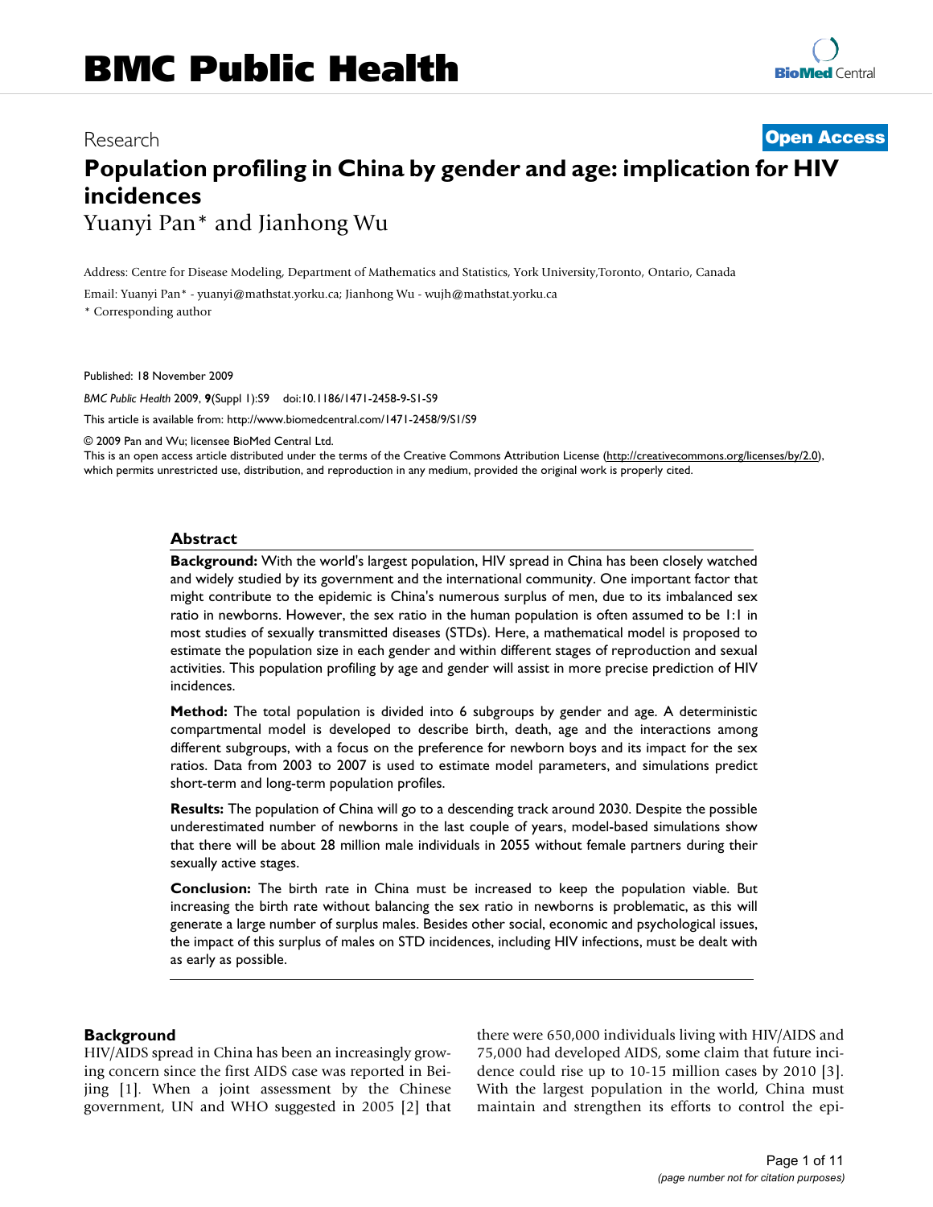Research

**Open Access**

# Population profiling in China by gender and age: implication for HIV incidences

Yuanyi Pan* and Jianhong Wu

Address: Centre for Disease Modeling, Department of Mathematics and Statistics, York University,Toronto, Ontario, Canada

Email: Yuanyi Pan* - yuanyi@mathstat.yorku.ca; Jianhong Wu - wujh@mathstat.yorku.ca

\* Corresponding author

Published: 18 November 2009

*BMC Public Health* 2009, **9**(Suppl 1):S9 doi:10.1186/1471-2458-9-S1-S9

This article is available from: http://www.biomedcentral.com/1471-2458/9/S1/S9

© 2009 Pan and Wu; licensee BioMed Central Ltd.

This is an open access article distributed under the terms of the Creative Commons Attribution License (http://creativecommons.org/licenses/by/2.0), which permits unrestricted use, distribution, and reproduction in any medium, provided the original work is properly cited.

## Abstract

**Background:** With the world's largest population, HIV spread in China has been closely watched and widely studied by its government and the international community. One important factor that might contribute to the epidemic is China's numerous surplus of men, due to its imbalanced sex ratio in newborns. However, the sex ratio in the human population is often assumed to be 1:1 in most studies of sexually transmitted diseases (STDs). Here, a mathematical model is proposed to estimate the population size in each gender and within different stages of reproduction and sexual activities. This population profiling by age and gender will assist in more precise prediction of HIV incidences.

**Method:** The total population is divided into 6 subgroups by gender and age. A deterministic compartmental model is developed to describe birth, death, age and the interactions among different subgroups, with a focus on the preference for newborn boys and its impact for the sex ratios. Data from 2003 to 2007 is used to estimate model parameters, and simulations predict short-term and long-term population profiles.

**Results:** The population of China will go to a descending track around 2030. Despite the possible underestimated number of newborns in the last couple of years, model-based simulations show that there will be about 28 million male individuals in 2055 without female partners during their sexually active stages.

**Conclusion:** The birth rate in China must be increased to keep the population viable. But increasing the birth rate without balancing the sex ratio in newborns is problematic, as this will generate a large number of surplus males. Besides other social, economic and psychological issues, the impact of this surplus of males on STD incidences, including HIV infections, must be dealt with as early as possible.

## Background

HIV/AIDS spread in China has been an increasingly growing concern since the first AIDS case was reported in Beijing [1]. When a joint assessment by the Chinese government, UN and WHO suggested in 2005 [2] that there were 650,000 individuals living with HIV/AIDS and 75,000 had developed AIDS, some claim that future incidence could rise up to 10-15 million cases by 2010 [3]. With the largest population in the world, China must maintain and strengthen its efforts to control the epi-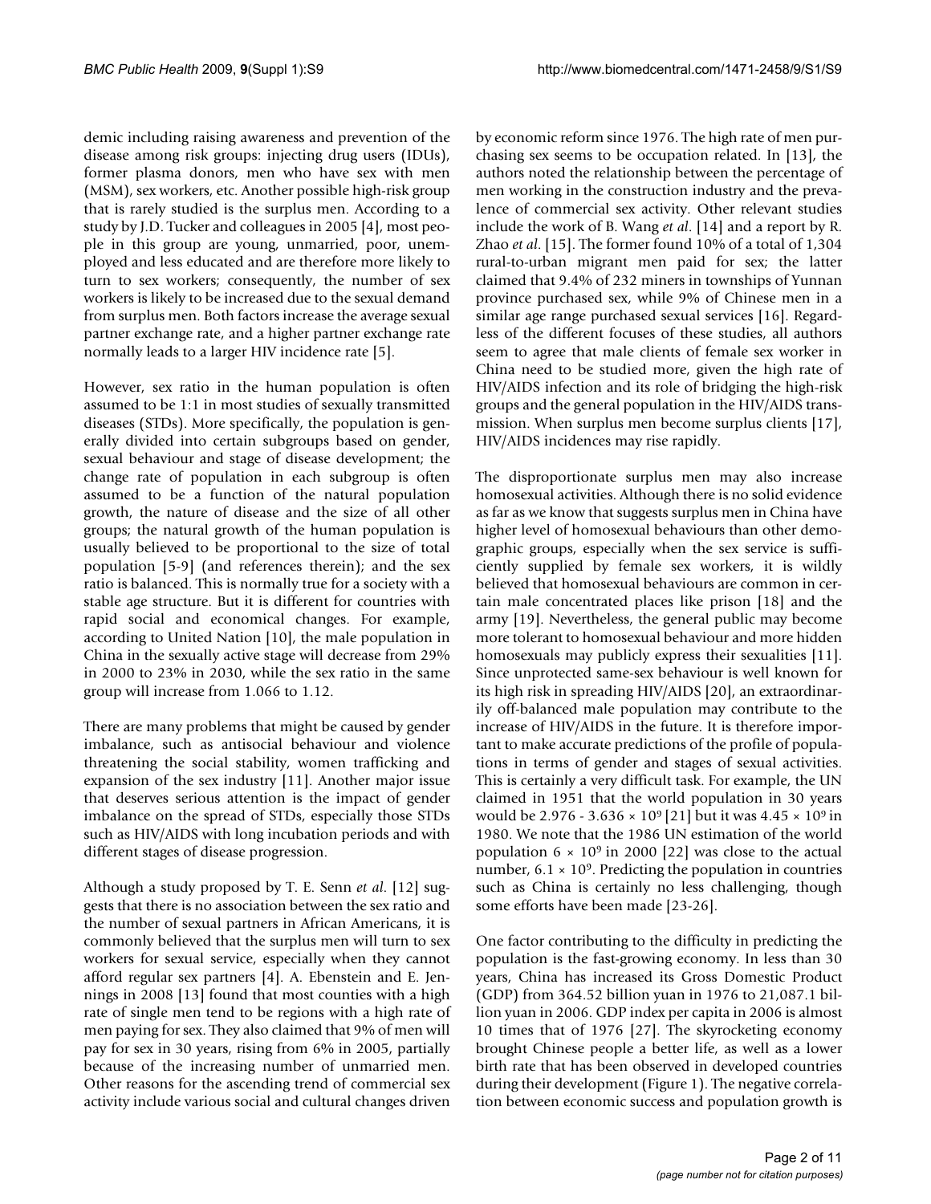demic including raising awareness and prevention of the disease among risk groups: injecting drug users (IDUs), former plasma donors, men who have sex with men (MSM), sex workers, etc. Another possible high-risk group that is rarely studied is the surplus men. According to a study by J.D. Tucker and colleagues in 2005 [4], most people in this group are young, unmarried, poor, unemployed and less educated and are therefore more likely to turn to sex workers; consequently, the number of sex workers is likely to be increased due to the sexual demand from surplus men. Both factors increase the average sexual partner exchange rate, and a higher partner exchange rate normally leads to a larger HIV incidence rate [5].

However, sex ratio in the human population is often assumed to be 1:1 in most studies of sexually transmitted diseases (STDs). More specifically, the population is generally divided into certain subgroups based on gender, sexual behaviour and stage of disease development; the change rate of population in each subgroup is often assumed to be a function of the natural population growth, the nature of disease and the size of all other groups; the natural growth of the human population is usually believed to be proportional to the size of total population [5-9] (and references therein); and the sex ratio is balanced. This is normally true for a society with a stable age structure. But it is different for countries with rapid social and economical changes. For example, according to United Nation [10], the male population in China in the sexually active stage will decrease from 29% in 2000 to 23% in 2030, while the sex ratio in the same group will increase from 1.066 to 1.12.

There are many problems that might be caused by gender imbalance, such as antisocial behaviour and violence threatening the social stability, women trafficking and expansion of the sex industry [11]. Another major issue that deserves serious attention is the impact of gender imbalance on the spread of STDs, especially those STDs such as HIV/AIDS with long incubation periods and with different stages of disease progression.

Although a study proposed by T. E. Senn *et al*. [12] suggests that there is no association between the sex ratio and the number of sexual partners in African Americans, it is commonly believed that the surplus men will turn to sex workers for sexual service, especially when they cannot afford regular sex partners [4]. A. Ebenstein and E. Jennings in 2008 [13] found that most counties with a high rate of single men tend to be regions with a high rate of men paying for sex. They also claimed that 9% of men will pay for sex in 30 years, rising from 6% in 2005, partially because of the increasing number of unmarried men. Other reasons for the ascending trend of commercial sex activity include various social and cultural changes driven by economic reform since 1976. The high rate of men purchasing sex seems to be occupation related. In [13], the authors noted the relationship between the percentage of men working in the construction industry and the prevalence of commercial sex activity. Other relevant studies include the work of B. Wang *et al*. [14] and a report by R. Zhao *et al*. [15]. The former found 10% of a total of 1,304 rural-to-urban migrant men paid for sex; the latter claimed that 9.4% of 232 miners in townships of Yunnan province purchased sex, while 9% of Chinese men in a similar age range purchased sexual services [16]. Regardless of the different focuses of these studies, all authors seem to agree that male clients of female sex worker in China need to be studied more, given the high rate of HIV/AIDS infection and its role of bridging the high-risk groups and the general population in the HIV/AIDS transmission. When surplus men become surplus clients [17], HIV/AIDS incidences may rise rapidly.

The disproportionate surplus men may also increase homosexual activities. Although there is no solid evidence as far as we know that suggests surplus men in China have higher level of homosexual behaviours than other demographic groups, especially when the sex service is sufficiently supplied by female sex workers, it is wildly believed that homosexual behaviours are common in certain male concentrated places like prison [18] and the army [19]. Nevertheless, the general public may become more tolerant to homosexual behaviour and more hidden homosexuals may publicly express their sexualities [11]. Since unprotected same-sex behaviour is well known for its high risk in spreading HIV/AIDS [20], an extraordinarily off-balanced male population may contribute to the increase of HIV/AIDS in the future. It is therefore important to make accurate predictions of the profile of populations in terms of gender and stages of sexual activities. This is certainly a very difficult task. For example, the UN claimed in 1951 that the world population in 30 years would be $2.976$ - $3.636 \times 10^9$ [21] but it was $4.45 \times 10^9$ in 1980. We note that the 1986 UN estimation of the world population $6 \times 10^9$ in 2000 [22] was close to the actual number, $6.1 \times 10^9$. Predicting the population in countries such as China is certainly no less challenging, though some efforts have been made [23-26].

One factor contributing to the difficulty in predicting the population is the fast-growing economy. In less than 30 years, China has increased its Gross Domestic Product (GDP) from 364.52 billion yuan in 1976 to 21,087.1 billion yuan in 2006. GDP index per capita in 2006 is almost 10 times that of 1976 [27]. The skyrocketing economy brought Chinese people a better life, as well as a lower birth rate that has been observed in developed countries during their development (Figure 1). The negative correlation between economic success and population growth is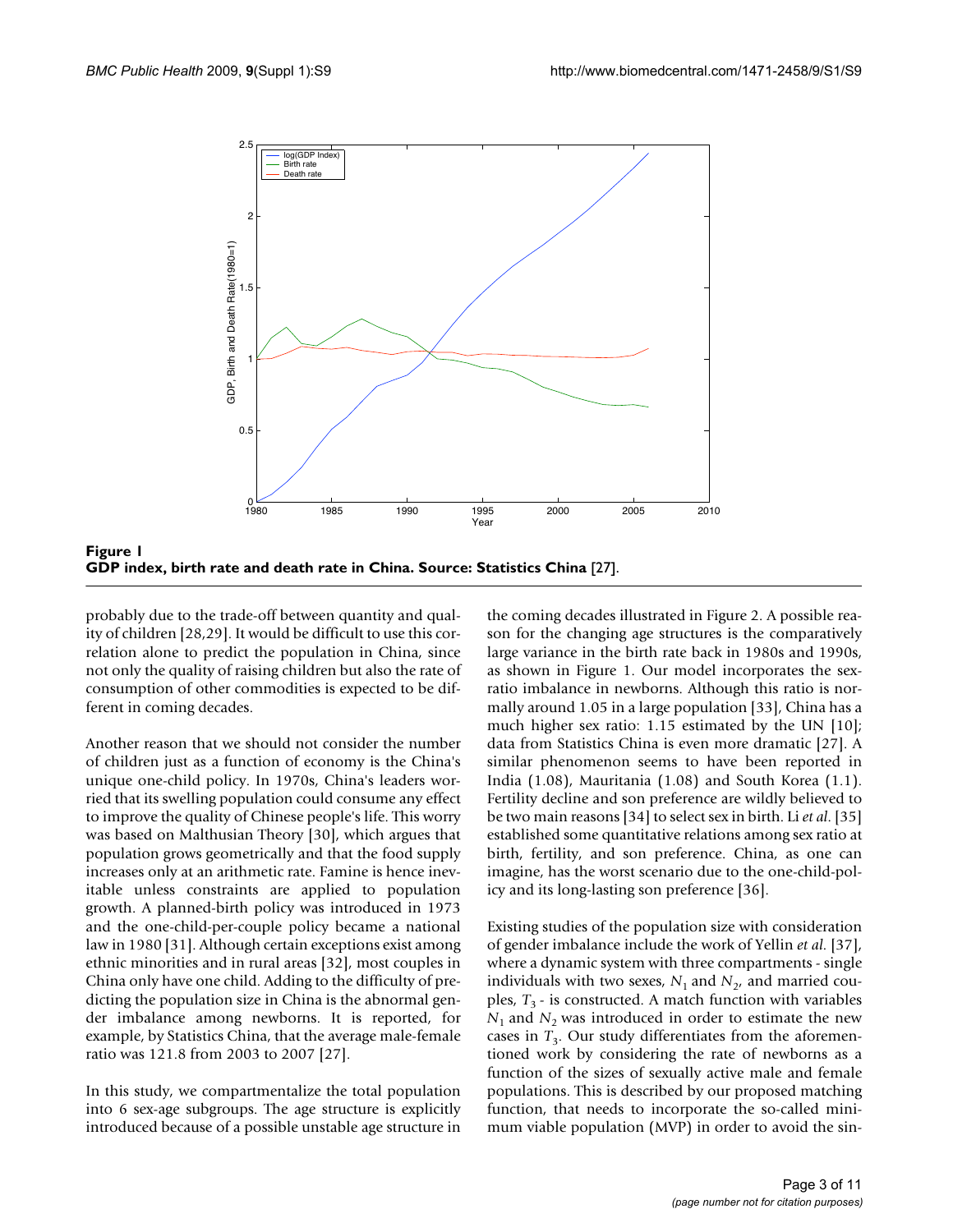**Figure 1**
**GDP index, birth rate and death rate in China. Source: Statistics China** [27].

probably due to the trade-off between quantity and quality of children [28,29]. It would be difficult to use this correlation alone to predict the population in China, since not only the quality of raising children but also the rate of consumption of other commodities is expected to be different in coming decades.

Another reason that we should not consider the number of children just as a function of economy is the China's unique one-child policy. In 1970s, China's leaders worried that its swelling population could consume any effect to improve the quality of Chinese people's life. This worry was based on Malthusian Theory [30], which argues that population grows geometrically and that the food supply increases only at an arithmetic rate. Famine is hence inevitable unless constraints are applied to population growth. A planned-birth policy was introduced in 1973 and the one-child-per-couple policy became a national law in 1980 [31]. Although certain exceptions exist among ethnic minorities and in rural areas [32], most couples in China only have one child. Adding to the difficulty of predicting the population size in China is the abnormal gender imbalance among newborns. It is reported, for example, by Statistics China, that the average male-female ratio was 121.8 from 2003 to 2007 [27].

In this study, we compartmentalize the total population into 6 sex-age subgroups. The age structure is explicitly introduced because of a possible unstable age structure in the coming decades illustrated in Figure 2. A possible reason for the changing age structures is the comparatively large variance in the birth rate back in 1980s and 1990s, as shown in Figure 1. Our model incorporates the sex-ratio imbalance in newborns. Although this ratio is normally around 1.05 in a large population [33], China has a much higher sex ratio: 1.15 estimated by the UN [10]; data from Statistics China is even more dramatic [27]. A similar phenomenon seems to have been reported in India (1.08), Mauritania (1.08) and South Korea (1.1). Fertility decline and son preference are wildly believed to be two main reasons [34] to select sex in birth. Li *et al.* [35] established some quantitative relations among sex ratio at birth, fertility, and son preference. China, as one can imagine, has the worst scenario due to the one-child-policy and its long-lasting son preference [36].

Existing studies of the population size with consideration of gender imbalance include the work of Yellin *et al.* [37], where a dynamic system with three compartments - single individuals with two sexes, $N_1$ and $N_2$, and married couples, $T_3$ - is constructed. A match function with variables $N_1$ and $N_2$ was introduced in order to estimate the new cases in $T_3$. Our study differentiates from the aforementioned work by considering the rate of newborns as a function of the sizes of sexually active male and female populations. This is described by our proposed matching function, that needs to incorporate the so-called minimum viable population (MVP) in order to avoid the sin-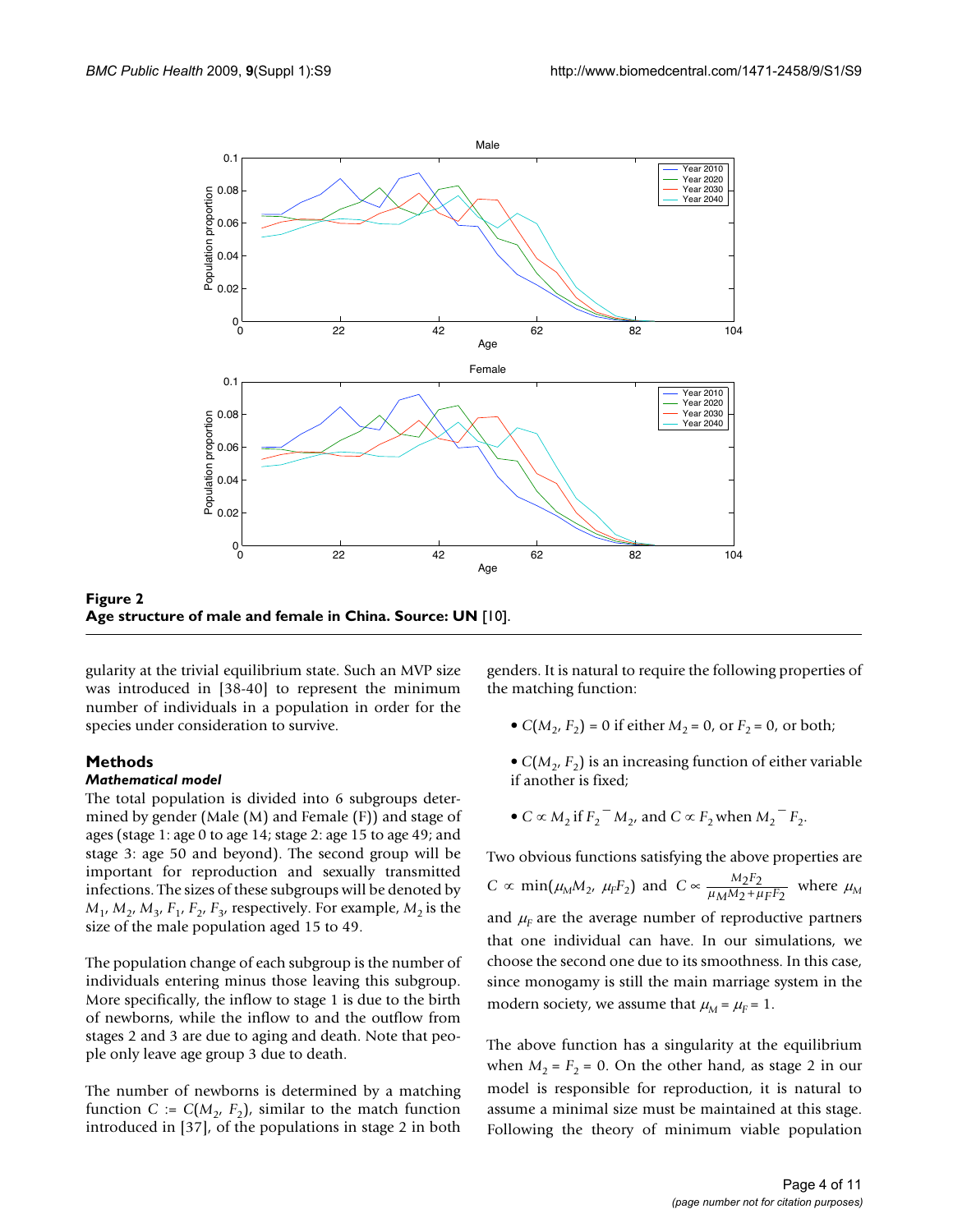**Figure 2**
**Age structure of male and female in China. Source: UN** [10].

gularity at the trivial equilibrium state. Such an MVP size was introduced in [38-40] to represent the minimum number of individuals in a population in order for the species under consideration to survive.

## Methods

### *Mathematical model*

The total population is divided into 6 subgroups determined by gender (Male (M) and Female (F)) and stage of ages (stage 1: age 0 to age 14; stage 2: age 15 to age 49; and stage 3: age 50 and beyond). The second group will be important for reproduction and sexually transmitted infections. The sizes of these subgroups will be denoted by $M_1$, $M_2$, $M_3$, $F_1$, $F_2$, $F_3$, respectively. For example, $M_2$ is the size of the male population aged 15 to 49.

The population change of each subgroup is the number of individuals entering minus those leaving this subgroup. More specifically, the inflow to stage 1 is due to the birth of newborns, while the inflow to and the outflow from stages 2 and 3 are due to aging and death. Note that people only leave age group 3 due to death.

The number of newborns is determined by a matching function $C := C(M_2, F_2)$, similar to the match function introduced in [37], of the populations in stage 2 in both genders. It is natural to require the following properties of the matching function:

- $C(M_2, F_2) = 0$ if either $M_2 = 0$, or $F_2 = 0$, or both;
- $C(M_2, F_2)$ is an increasing function of either variable if another is fixed;
- $C \propto M_2$ if $F_2 \overline{\ } M_2$, and $C \propto F_2$ when $M_2 \overline{\ } F_2$.

Two obvious functions satisfying the above properties are $C \propto \min(\mu_M M_2, \mu_F F_2)$ and $C \propto \frac{M_2 F_2}{\mu_M M_2 + \mu_F F_2}$ where $\mu_M$ and $\mu_F$ are the average number of reproductive partners that one individual can have. In our simulations, we choose the second one due to its smoothness. In this case, since monogamy is still the main marriage system in the modern society, we assume that $\mu_M = \mu_F = 1$.

The above function has a singularity at the equilibrium when $M_2 = F_2 = 0$. On the other hand, as stage 2 in our model is responsible for reproduction, it is natural to assume a minimal size must be maintained at this stage. Following the theory of minimum viable population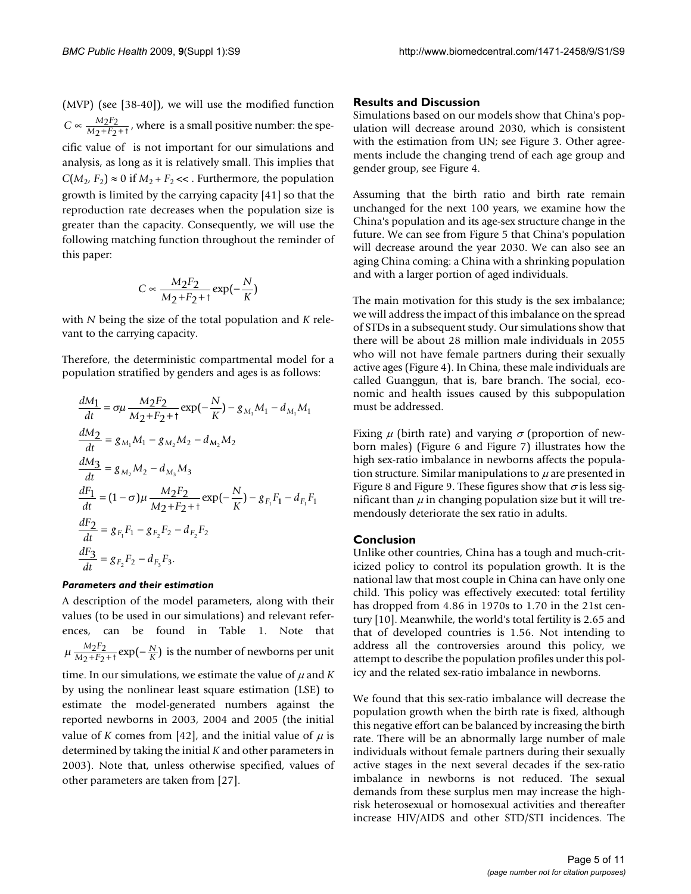(MVP) (see [38-40]), we will use the modified function $C \propto \frac{M_2F_2}{M_2+F_2+\dagger}$, where is a small positive number: the specific value of is not important for our simulations and analysis, as long as it is relatively small. This implies that $C(M_2, F_2) \approx 0$ if $M_2 + F_2 <<$ . Furthermore, the population growth is limited by the carrying capacity [41] so that the reproduction rate decreases when the population size is greater than the capacity. Consequently, we will use the following matching function throughout the reminder of this paper:

$$C \propto \frac{M_2F_2}{M_2+F_2+\dagger}\exp(-\frac{N}{K})$$

with $N$ being the size of the total population and $K$ relevant to the carrying capacity.

Therefore, the deterministic compartmental model for a population stratified by genders and ages is as follows:

$$\frac{dM_1}{dt} = \sigma\mu\frac{M_2F_2}{M_2+F_2+\dagger}\exp(-\frac{N}{K}) - g_{M_1}M_1 - d_{M_1}M_1$$

$$\frac{dM_2}{dt} = g_{M_1}M_1 - g_{M_2}M_2 - d_{M_2}M_2$$

$$\frac{dM_3}{dt} = g_{M_2}M_2 - d_{M_3}M_3$$

$$\frac{dF_1}{dt} = (1-\sigma)\mu\frac{M_2F_2}{M_2+F_2+\dagger}\exp(-\frac{N}{K}) - g_{F_1}F_1 - d_{F_1}F_1$$

$$\frac{dF_2}{dt} = g_{F_1}F_1 - g_{F_2}F_2 - d_{F_2}F_2$$

$$\frac{dF_3}{dt} = g_{F_2}F_2 - d_{F_3}F_3.$$

#### *Parameters and their estimation*

A description of the model parameters, along with their values (to be used in our simulations) and relevant references, can be found in Table 1. Note that $\mu\frac{M_2F_2}{M_2+F_2+\dagger}\exp(-\frac{N}{K})$ is the number of newborns per unit time. In our simulations, we estimate the value of $\mu$ and $K$ by using the nonlinear least square estimation (LSE) to estimate the model-generated numbers against the reported newborns in 2003, 2004 and 2005 (the initial value of $K$ comes from [42], and the initial value of $\mu$ is determined by taking the initial $K$ and other parameters in 2003). Note that, unless otherwise specified, values of other parameters are taken from [27].

## Results and Discussion

Simulations based on our models show that China's population will decrease around 2030, which is consistent with the estimation from UN; see Figure 3. Other agreements include the changing trend of each age group and gender group, see Figure 4.

Assuming that the birth ratio and birth rate remain unchanged for the next 100 years, we examine how the China's population and its age-sex structure change in the future. We can see from Figure 5 that China's population will decrease around the year 2030. We can also see an aging China coming: a China with a shrinking population and with a larger portion of aged individuals.

The main motivation for this study is the sex imbalance; we will address the impact of this imbalance on the spread of STDs in a subsequent study. Our simulations show that there will be about 28 million male individuals in 2055 who will not have female partners during their sexually active ages (Figure 4). In China, these male individuals are called Guanggun, that is, bare branch. The social, economic and health issues caused by this subpopulation must be addressed.

Fixing $\mu$ (birth rate) and varying $\sigma$ (proportion of newborn males) (Figure 6 and Figure 7) illustrates how the high sex-ratio imbalance in newborns affects the population structure. Similar manipulations to $\mu$ are presented in Figure 8 and Figure 9. These figures show that $\sigma$ is less significant than $\mu$ in changing population size but it will tremendously deteriorate the sex ratio in adults.

## Conclusion

Unlike other countries, China has a tough and much-criticized policy to control its population growth. It is the national law that most couple in China can have only one child. This policy was effectively executed: total fertility has dropped from 4.86 in 1970s to 1.70 in the 21st century [10]. Meanwhile, the world's total fertility is 2.65 and that of developed countries is 1.56. Not intending to address all the controversies around this policy, we attempt to describe the population profiles under this policy and the related sex-ratio imbalance in newborns.

We found that this sex-ratio imbalance will decrease the population growth when the birth rate is fixed, although this negative effort can be balanced by increasing the birth rate. There will be an abnormally large number of male individuals without female partners during their sexually active stages in the next several decades if the sex-ratio imbalance in newborns is not reduced. The sexual demands from these surplus men may increase the high-risk heterosexual or homosexual activities and thereafter increase HIV/AIDS and other STD/STI incidences. The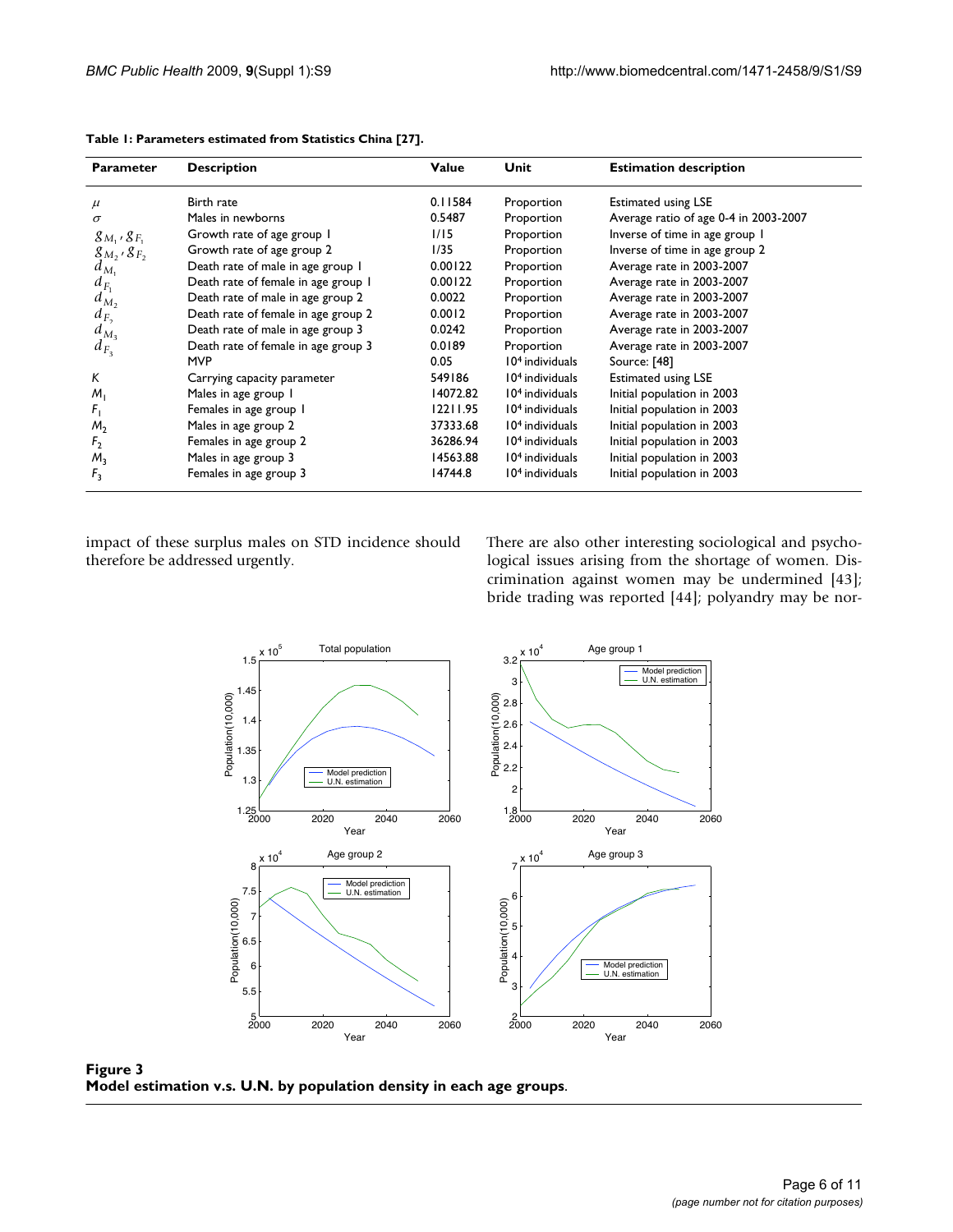**Table 1: Parameters estimated from Statistics China [27].**

| Parameter | Description | Value | Unit | Estimation description |
|---|---|---|---|---|
| $\mu$ | Birth rate | 0.11584 | Proportion | Estimated using LSE |
| $\sigma$ | Males in newborns | 0.5487 | Proportion | Average ratio of age 0-4 in 2003-2007 |
| $g_{M_1}, g_{F_1}$ | Growth rate of age group 1 | 1/15 | Proportion | Inverse of time in age group 1 |
| $g_{M_2}, g_{F_2}$ | Growth rate of age group 2 | 1/35 | Proportion | Inverse of time in age group 2 |
| $d_{M_1}$ | Death rate of male in age group 1 | 0.00122 | Proportion | Average rate in 2003-2007 |
| $d_{F_1}$ | Death rate of female in age group 1 | 0.00122 | Proportion | Average rate in 2003-2007 |
| $d_{M_2}$ | Death rate of male in age group 2 | 0.0022 | Proportion | Average rate in 2003-2007 |
| $d_{F_2}$ | Death rate of female in age group 2 | 0.0012 | Proportion | Average rate in 2003-2007 |
| $d_{M_3}$ | Death rate of male in age group 3 | 0.0242 | Proportion | Average rate in 2003-2007 |
| $d_{F_3}$ | Death rate of female in age group 3 | 0.0189 | Proportion | Average rate in 2003-2007 |
| | MVP | 0.05 | $10^4$ individuals | Source: [48] |
| $K$ | Carrying capacity parameter | 549186 | $10^4$ individuals | Estimated using LSE |
| $M_1$ | Males in age group 1 | 14072.82 | $10^4$ individuals | Initial population in 2003 |
| $F_1$ | Females in age group 1 | 12211.95 | $10^4$ individuals | Initial population in 2003 |
| $M_2$ | Males in age group 2 | 37333.68 | $10^4$ individuals | Initial population in 2003 |
| $F_2$ | Females in age group 2 | 36286.94 | $10^4$ individuals | Initial population in 2003 |
| $M_3$ | Males in age group 3 | 14563.88 | $10^4$ individuals | Initial population in 2003 |
| $F_3$ | Females in age group 3 | 14744.8 | $10^4$ individuals | Initial population in 2003 |

impact of these surplus males on STD incidence should therefore be addressed urgently.

There are also other interesting sociological and psychological issues arising from the shortage of women. Discrimination against women may be undermined [43]; bride trading was reported [44]; polyandry may be nor-

**Figure 3**
**Model estimation v.s. U.N. by population density in each age groups**.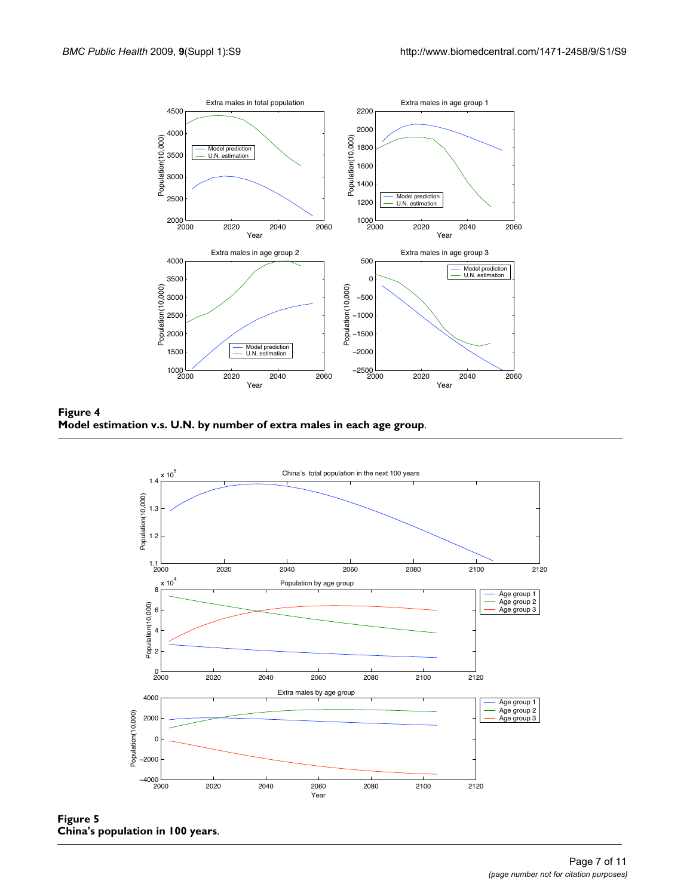**Figure 4**
**Model estimation v.s. U.N. by number of extra males in each age group**.

**Figure 5**
**China's population in 100 years**.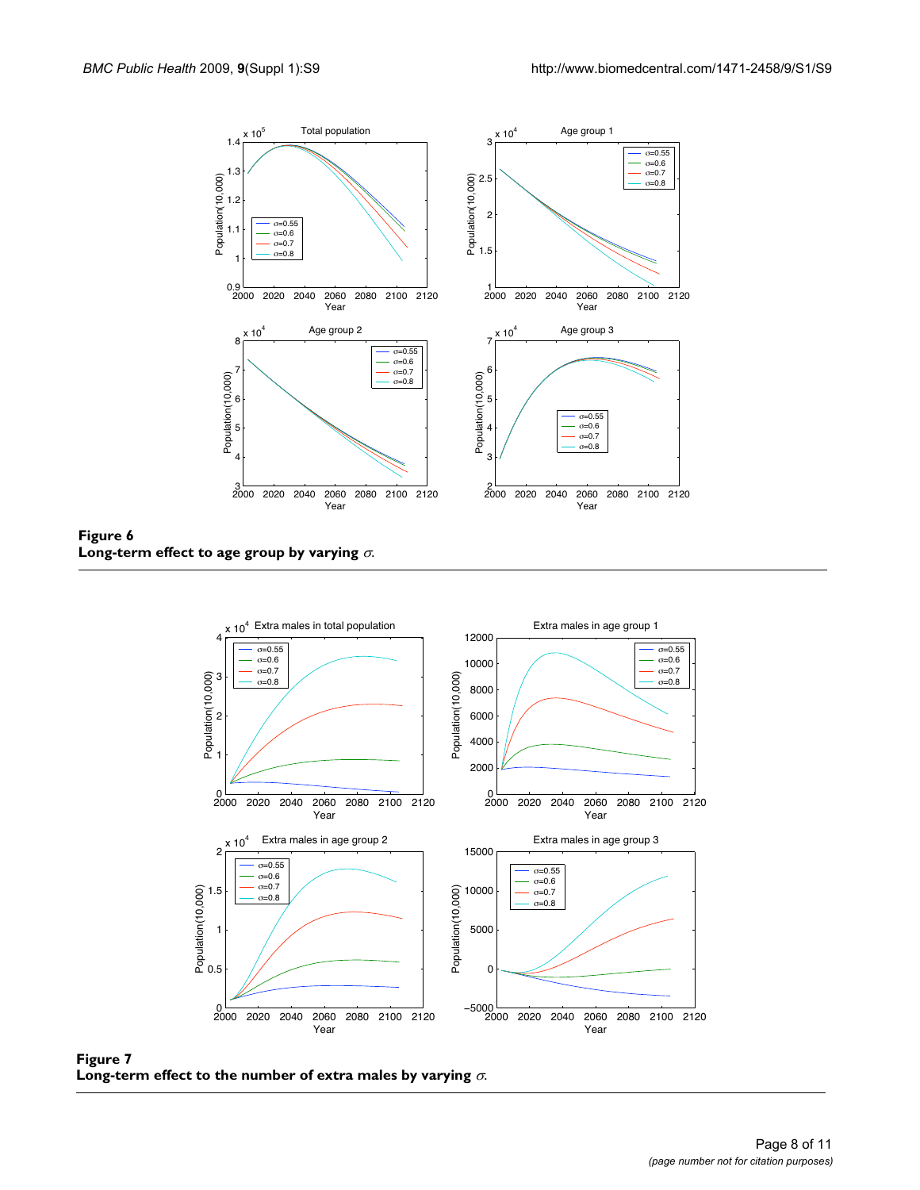**Figure 6**
**Long-term effect to age group by varying $\sigma$.**

**Figure 7**
**Long-term effect to the number of extra males by varying $\sigma$.**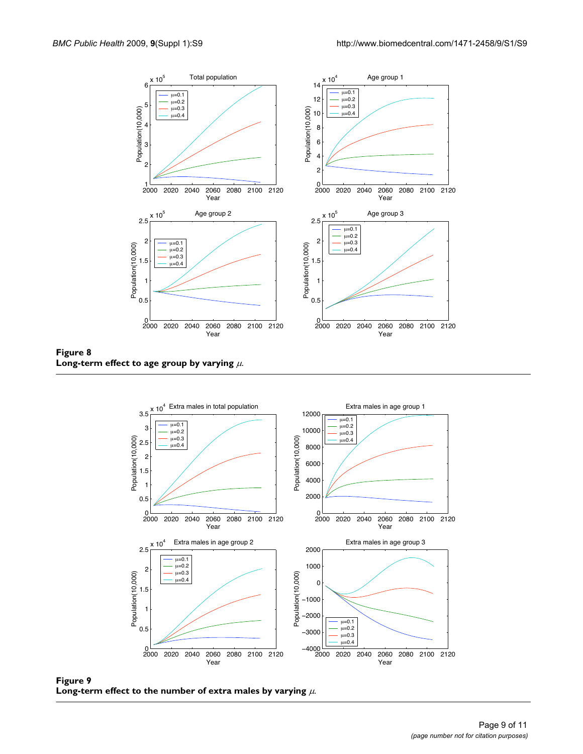**Figure 8**
**Long-term effect to age group by varying $\mu$.**

**Figure 9**
**Long-term effect to the number of extra males by varying $\mu$.**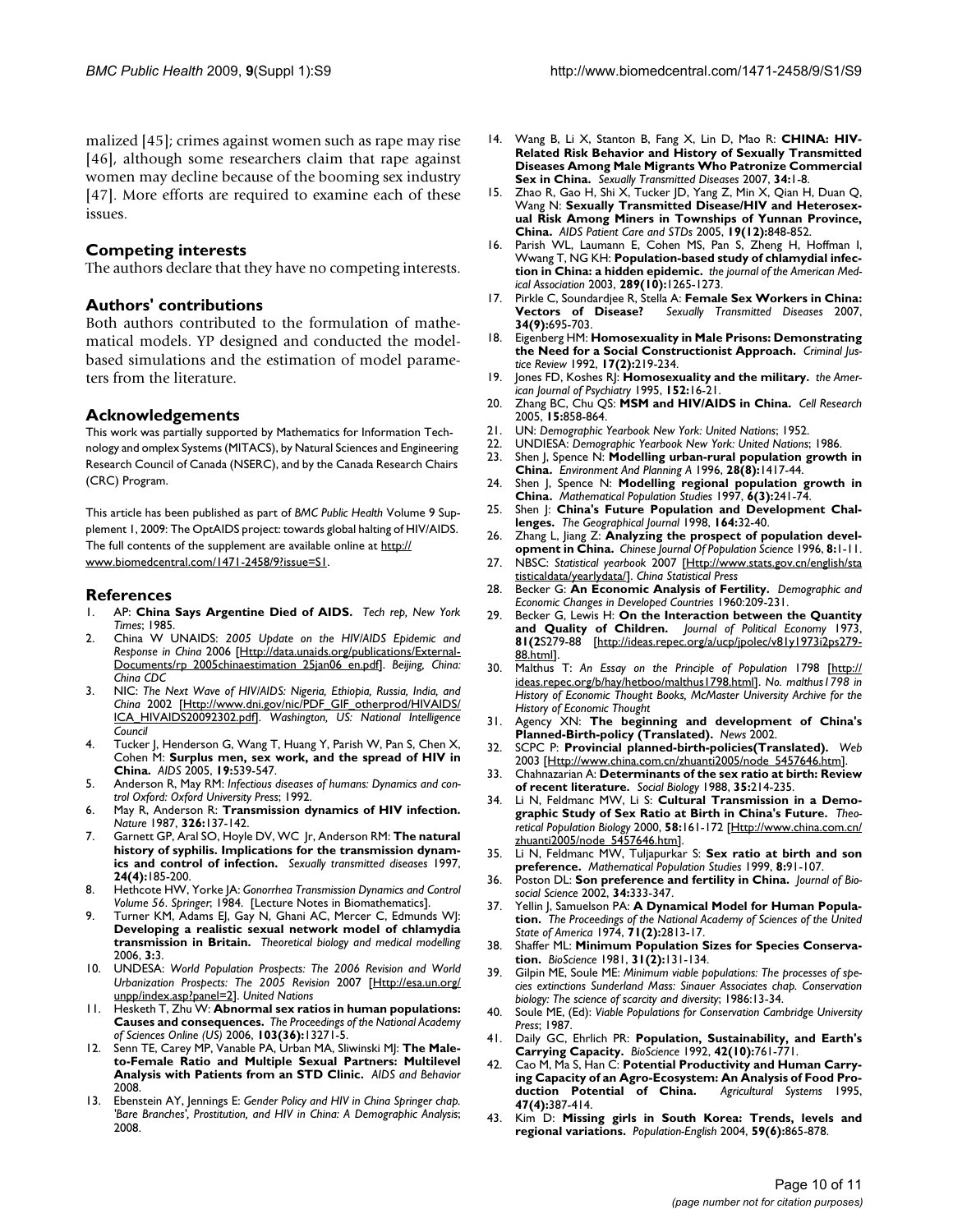malized [45]; crimes against women such as rape may rise [46], although some researchers claim that rape against women may decline because of the booming sex industry [47]. More efforts are required to examine each of these issues.

## Competing interests

The authors declare that they have no competing interests.

## Authors' contributions

Both authors contributed to the formulation of mathematical models. YP designed and conducted the model-based simulations and the estimation of model parameters from the literature.

## Acknowledgements

This work was partially supported by Mathematics for Information Technology and omplex Systems (MITACS), by Natural Sciences and Engineering Research Council of Canada (NSERC), and by the Canada Research Chairs (CRC) Program.

This article has been published as part of *BMC Public Health* Volume 9 Supplement 1, 2009: The OptAIDS project: towards global halting of HIV/AIDS. The full contents of the supplement are available online at http://www.biomedcentral.com/1471-2458/9?issue=S1.

## References

1. AP: **China Says Argentine Died of AIDS.** *Tech rep, New York Times*; 1985.
2. China W UNAIDS: *2005 Update on the HIV/AIDS Epidemic and Response in China* 2006 [Http://data.unaids.org/publications/External-Documents/rp_2005chinaestimation_25jan06_en.pdf]. *Beijing, China: China CDC*
3. NIC: *The Next Wave of HIV/AIDS: Nigeria, Ethiopia, Russia, India, and China* 2002 [Http://www.dni.gov/nic/PDF_GIF_otherprod/HIVAIDS/ICA_HIVAIDS20092302.pdf]. *Washington, US: National Intelligence Council*
4. Tucker J, Henderson G, Wang T, Huang Y, Parish W, Pan S, Chen X, Cohen M: **Surplus men, sex work, and the spread of HIV in China.** *AIDS* 2005, **19:**539-547.
5. Anderson R, May RM: *Infectious diseases of humans: Dynamics and control Oxford: Oxford University Press*; 1992.
6. May R, Anderson R: **Transmission dynamics of HIV infection.** *Nature* 1987, **326:**137-142.
7. Garnett GP, Aral SO, Hoyle DV, WC Jr, Anderson RM: **The natural history of syphilis. Implications for the transmission dynamics and control of infection.** *Sexually transmitted diseases* 1997, **24(4):**185-200.
8. Hethcote HW, Yorke JA: *Gonorrhea Transmission Dynamics and Control Volume 56. Springer*; 1984. [Lecture Notes in Biomathematics].
9. Turner KM, Adams EJ, Gay N, Ghani AC, Mercer C, Edmunds WJ: **Developing a realistic sexual network model of chlamydia transmission in Britain.** *Theoretical biology and medical modelling* 2006, **3:**3.
10. UNDESA: *World Population Prospects: The 2006 Revision and World Urbanization Prospects: The 2005 Revision* 2007 [Http://esa.un.org/unpp/index.asp?panel=2]. *United Nations*
11. Hesketh T, Zhu W: **Abnormal sex ratios in human populations: Causes and consequences.** *The Proceedings of the National Academy of Sciences Online (US)* 2006, **103(36):**13271-5.
12. Senn TE, Carey MP, Vanable PA, Urban MA, Sliwinski MJ: **The Male-to-Female Ratio and Multiple Sexual Partners: Multilevel Analysis with Patients from an STD Clinic.** *AIDS and Behavior* 2008.
13. Ebenstein AY, Jennings E: *Gender Policy and HIV in China Springer chap. 'Bare Branches', Prostitution, and HIV in China: A Demographic Analysis*; 2008.
14. Wang B, Li X, Stanton B, Fang X, Lin D, Mao R: **CHINA: HIV-Related Risk Behavior and History of Sexually Transmitted Diseases Among Male Migrants Who Patronize Commercial Sex in China.** *Sexually Transmitted Diseases* 2007, **34:**1-8.
15. Zhao R, Gao H, Shi X, Tucker JD, Yang Z, Min X, Qian H, Duan Q, Wang N: **Sexually Transmitted Disease/HIV and Heterosexual Risk Among Miners in Townships of Yunnan Province, China.** *AIDS Patient Care and STDs* 2005, **19(12):**848-852.
16. Parish WL, Laumann E, Cohen MS, Pan S, Zheng H, Hoffman I, Wwang T, NG KH: **Population-based study of chlamydial infection in China: a hidden epidemic.** *the journal of the American Medical Association* 2003, **289(10):**1265-1273.
17. Pirkle C, Soundardjee R, Stella A: **Female Sex Workers in China: Vectors of Disease?** *Sexually Transmitted Diseases* 2007, **34(9):**695-703.
18. Eigenberg HM: **Homosexuality in Male Prisons: Demonstrating the Need for a Social Constructionist Approach.** *Criminal Justice Review* 1992, **17(2):**219-234.
19. Jones FD, Koshes RJ: **Homosexuality and the military.** *the American Journal of Psychiatry* 1995, **152:**16-21.
20. Zhang BC, Chu QS: **MSM and HIV/AIDS in China.** *Cell Research* 2005, **15:**858-864.
21. UN: *Demographic Yearbook New York: United Nations*; 1952.
22. UNDIESA: *Demographic Yearbook New York: United Nations*; 1986.
23. Shen J, Spence N: **Modelling urban-rural population growth in China.** *Environment And Planning A* 1996, **28(8):**1417-44.
24. Shen J, Spence N: **Modelling regional population growth in China.** *Mathematical Population Studies* 1997, **6(3):**241-74.
25. Shen J: **China's Future Population and Development Challenges.** *The Geographical Journal* 1998, **164:**32-40.
26. Zhang L, Jiang Z: **Analyzing the prospect of population development in China.** *Chinese Journal Of Population Science* 1996, **8:**1-11.
27. NBSC: *Statistical yearbook* 2007 [Http://www.stats.gov.cn/english/statisticaldata/yearlydata/]. *China Statistical Press*
28. Becker G: **An Economic Analysis of Fertility.** *Demographic and Economic Changes in Developed Countries* 1960:209-231.
29. Becker G, Lewis H: **On the Interaction between the Quantity and Quality of Children.** *Journal of Political Economy* 1973, **81(2**S279-88 [http://ideas.repec.org/a/ucp/jpolec/v81y1973i2ps279-88.html].
30. Malthus T: *An Essay on the Principle of Population* 1798 [http://ideas.repec.org/b/hay/hetboo/malthus1798.html]. *No. malthus1798 in History of Economic Thought Books, McMaster University Archive for the History of Economic Thought*
31. Agency XN: **The beginning and development of China's Planned-Birth-policy (Translated).** *News* 2002.
32. SCPC P: **Provincial planned-birth-policies(Translated).** *Web* 2003 [Http://www.china.com.cn/zhuanti2005/node_5457646.htm].
33. Chahnazarian A: **Determinants of the sex ratio at birth: Review of recent literature.** *Social Biology* 1988, **35:**214-235.
34. Li N, Feldmanc MW, Li S: **Cultural Transmission in a Demographic Study of Sex Ratio at Birth in China's Future.** *Theoretical Population Biology* 2000, **58:**161-172 [Http://www.china.com.cn/zhuanti2005/node_5457646.htm].
35. Li N, Feldmanc MW, Tuljapurkar S: **Sex ratio at birth and son preference.** *Mathematical Population Studies* 1999, **8:**91-107.
36. Poston DL: **Son preference and fertility in China.** *Journal of Biosocial Science* 2002, **34:**333-347.
37. Yellin J, Samuelson PA: **A Dynamical Model for Human Population.** *The Proceedings of the National Academy of Sciences of the United State of America* 1974, **71(2):**2813-17.
38. Shaffer ML: **Minimum Population Sizes for Species Conservation.** *BioScience* 1981, **31(2):**131-134.
39. Gilpin ME, Soule ME: *Minimum viable populations: The processes of species extinctions Sunderland Mass: Sinauer Associates chap. Conservation biology: The science of scarcity and diversity*; 1986:13-34.
40. Soule ME, (Ed): *Viable Populations for Conservation Cambridge University Press*; 1987.
41. Daily GC, Ehrlich PR: **Population, Sustainability, and Earth's Carrying Capacity.** *BioScience* 1992, **42(10):**761-771.
42. Cao M, Ma S, Han C: **Potential Productivity and Human Carrying Capacity of an Agro-Ecosystem: An Analysis of Food Production Potential of China.** *Agricultural Systems* 1995, **47(4):**387-414.
43. Kim D: **Missing girls in South Korea: Trends, levels and regional variations.** *Population-English* 2004, **59(6):**865-878.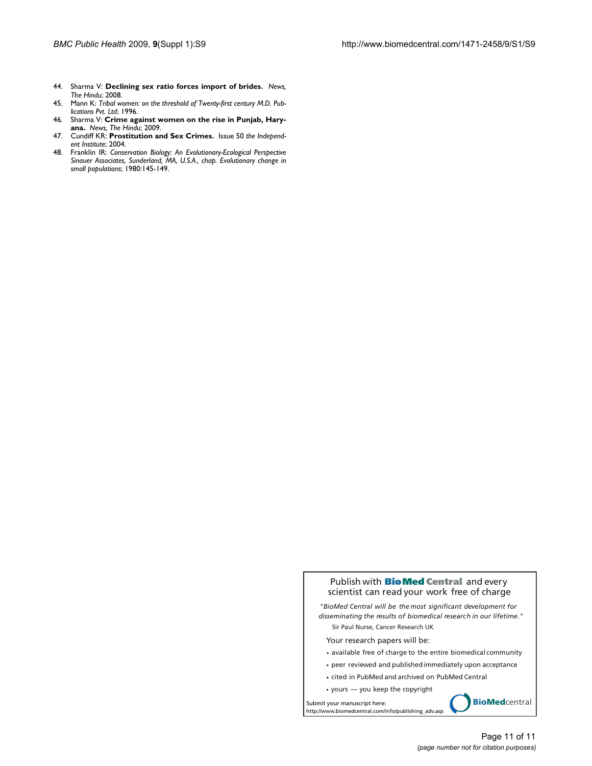44. Sharma V: **Declining sex ratio forces import of brides.** *News, The Hindu*; 2008.
45. Mann K: *Tribal women: on the threshold of Twenty-first century M.D. Publications Pvt. Ltd*; 1996.
46. Sharma V: **Crime against women on the rise in Punjab, Haryana.** *News, The Hindu*; 2009.
47. Cundiff KR: **Prostitution and Sex Crimes.** Issue 50 *the Independent Institute*; 2004.
48. Franklin IR: *Conservation Biology: An Evolutionary-Ecological Perspective Sinauer Associates, Sunderland, MA, U.S.A., chap. Evolutionary change in small populations*; 1980:145-149.

Publish with **BioMed Central** and every scientist can read your work free of charge

*"BioMed Central will be the most significant development for disseminating the results of biomedical research in our lifetime."*

Sir Paul Nurse, Cancer Research UK

Your research papers will be:

- available free of charge to the entire biomedical community
- peer reviewed and published immediately upon acceptance
- cited in PubMed and archived on PubMed Central
- yours — you keep the copyright

Submit your manuscript here:
http://www.biomedcentral.com/info/publishing_adv.asp

**BioMed**central